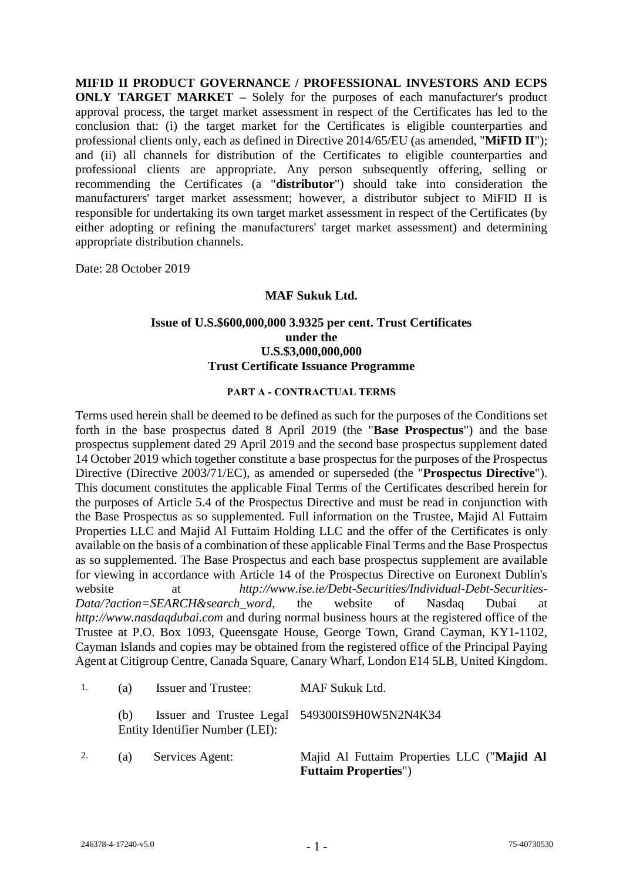**MIFID II PRODUCT GOVERNANCE / PROFESSIONAL INVESTORS AND ECPS ONLY TARGET MARKET –** Solely for the purposes of each manufacturer's product approval process, the target market assessment in respect of the Certificates has led to the conclusion that: (i) the target market for the Certificates is eligible counterparties and professional clients only, each as defined in Directive 2014/65/EU (as amended, "**MiFID II**"); and (ii) all channels for distribution of the Certificates to eligible counterparties and professional clients are appropriate. Any person subsequently offering, selling or recommending the Certificates (a "**distributor**") should take into consideration the manufacturers' target market assessment; however, a distributor subject to MiFID II is responsible for undertaking its own target market assessment in respect of the Certificates (by either adopting or refining the manufacturers' target market assessment) and determining appropriate distribution channels.

Date: 28 October 2019

**MAF Sukuk Ltd.**

**Issue of U.S.$600,000,000 3.9325 per cent. Trust Certificates under the U.S.$3,000,000,000 Trust Certificate Issuance Programme**

**PART A - CONTRACTUAL TERMS**

Terms used herein shall be deemed to be defined as such for the purposes of the Conditions set forth in the base prospectus dated 8 April 2019 (the "**Base Prospectus**") and the base prospectus supplement dated 29 April 2019 and the second base prospectus supplement dated 14 October 2019 which together constitute a base prospectus for the purposes of the Prospectus Directive (Directive 2003/71/EC), as amended or superseded (the "**Prospectus Directive**"). This document constitutes the applicable Final Terms of the Certificates described herein for the purposes of Article 5.4 of the Prospectus Directive and must be read in conjunction with the Base Prospectus as so supplemented. Full information on the Trustee, Majid Al Futtaim Properties LLC and Majid Al Futtaim Holding LLC and the offer of the Certificates is only available on the basis of a combination of these applicable Final Terms and the Base Prospectus as so supplemented. The Base Prospectus and each base prospectus supplement are available for viewing in accordance with Article 14 of the Prospectus Directive on Euronext Dublin's website at *http://www.ise.ie/Debt-Securities/Individual-Debt-Securities-Data/?action=SEARCH&search_word*, the website of Nasdaq Dubai at *http://www.nasdaqdubai.com* and during normal business hours at the registered office of the Trustee at P.O. Box 1093, Queensgate House, George Town, Grand Cayman, KY1-1102, Cayman Islands and copies may be obtained from the registered office of the Principal Paying Agent at Citigroup Centre, Canada Square, Canary Wharf, London E14 5LB, United Kingdom.

| | | | |
|---|---|---|---|
| 1. | (a) | Issuer and Trustee: | MAF Sukuk Ltd. |
| | (b) | Issuer and Trustee Legal Entity Identifier Number (LEI): | 549300IS9H0W5N2N4K34 |
| 2. | (a) | Services Agent: | Majid Al Futtaim Properties LLC ("**Majid Al Futtaim Properties**") |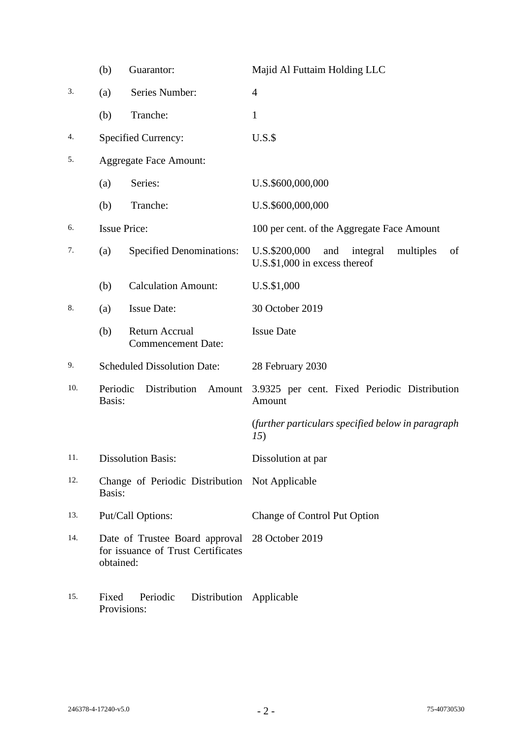| | | | |
|---|---|---|---|
| | (b) | Guarantor: | Majid Al Futtaim Holding LLC |
| 3. | (a) | Series Number: | 4 |
| | (b) | Tranche: | 1 |
| 4. | Specified Currency: | | U.S.$ |
| 5. | Aggregate Face Amount: | | |
| | (a) | Series: | U.S.$600,000,000 |
| | (b) | Tranche: | U.S.$600,000,000 |
| 6. | Issue Price: | | 100 per cent. of the Aggregate Face Amount |
| 7. | (a) | Specified Denominations: | U.S.$200,000 and integral multiples of U.S.$1,000 in excess thereof |
| | (b) | Calculation Amount: | U.S.$1,000 |
| 8. | (a) | Issue Date: | 30 October 2019 |
| | (b) | Return Accrual Commencement Date: | Issue Date |
| 9. | Scheduled Dissolution Date: | | 28 February 2030 |
| 10. | Periodic Distribution Amount Basis: | | 3.9325 per cent. Fixed Periodic Distribution Amount<br><br>(*further particulars specified below in paragraph 15*) |
| 11. | Dissolution Basis: | | Dissolution at par |
| 12. | Change of Periodic Distribution Basis: | | Not Applicable |
| 13. | Put/Call Options: | | Change of Control Put Option |
| 14. | Date of Trustee Board approval for issuance of Trust Certificates obtained: | | 28 October 2019 |
| 15. | Fixed Periodic Distribution Provisions: | | Applicable |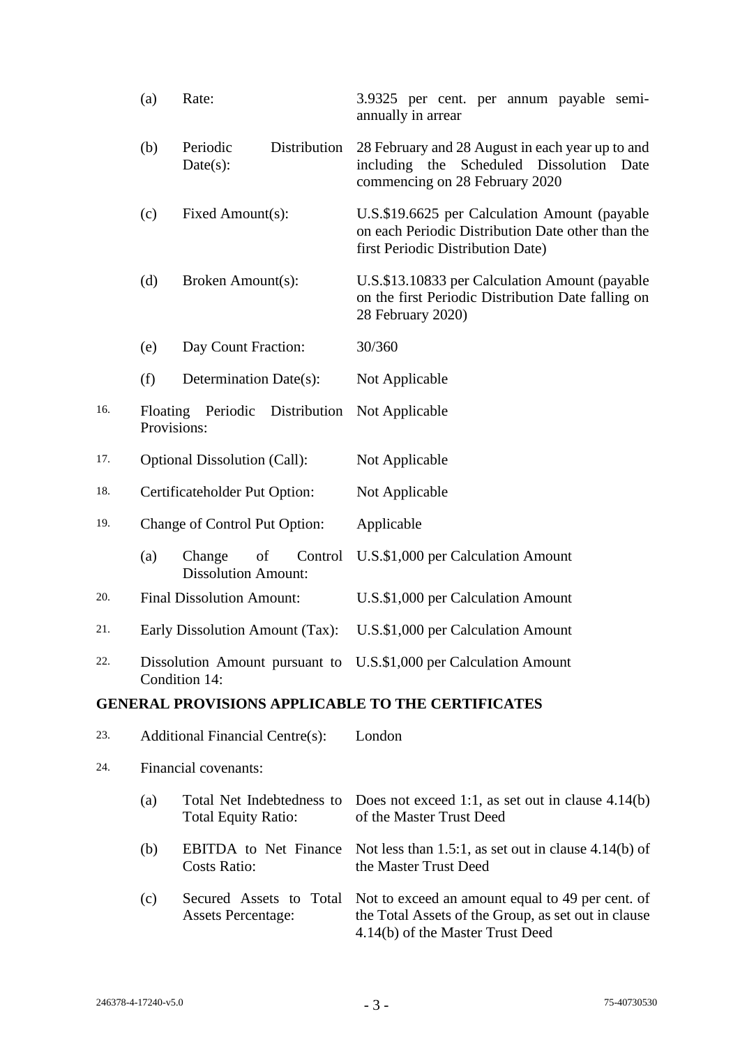| | | | |
|---|---|---|---|
| | (a) | Rate: | 3.9325 per cent. per annum payable semi-annually in arrear |
| | (b) | Periodic Distribution Date(s): | 28 February and 28 August in each year up to and including the Scheduled Dissolution Date commencing on 28 February 2020 |
| | (c) | Fixed Amount(s): | U.S.$19.6625 per Calculation Amount (payable on each Periodic Distribution Date other than the first Periodic Distribution Date) |
| | (d) | Broken Amount(s): | U.S.$13.10833 per Calculation Amount (payable on the first Periodic Distribution Date falling on 28 February 2020) |
| | (e) | Day Count Fraction: | 30/360 |
| | (f) | Determination Date(s): | Not Applicable |
| 16. | Floating Periodic Distribution Provisions: | | Not Applicable |
| 17. | Optional Dissolution (Call): | | Not Applicable |
| 18. | Certificateholder Put Option: | | Not Applicable |
| 19. | Change of Control Put Option: | | Applicable |
| | (a) | Change of Control Dissolution Amount: | U.S.$1,000 per Calculation Amount |
| 20. | Final Dissolution Amount: | | U.S.$1,000 per Calculation Amount |
| 21. | Early Dissolution Amount (Tax): | | U.S.$1,000 per Calculation Amount |
| 22. | Dissolution Amount pursuant to Condition 14: | | U.S.$1,000 per Calculation Amount |

## GENERAL PROVISIONS APPLICABLE TO THE CERTIFICATES

| | | | |
|---|---|---|---|
| 23. | Additional Financial Centre(s): | | London |
| 24. | Financial covenants: | | |
| | (a) | Total Net Indebtedness to Total Equity Ratio: | Does not exceed 1:1, as set out in clause 4.14(b) of the Master Trust Deed |
| | (b) | EBITDA to Net Finance Costs Ratio: | Not less than 1.5:1, as set out in clause 4.14(b) of the Master Trust Deed |
| | (c) | Secured Assets to Total Assets Percentage: | Not to exceed an amount equal to 49 per cent. of the Total Assets of the Group, as set out in clause 4.14(b) of the Master Trust Deed |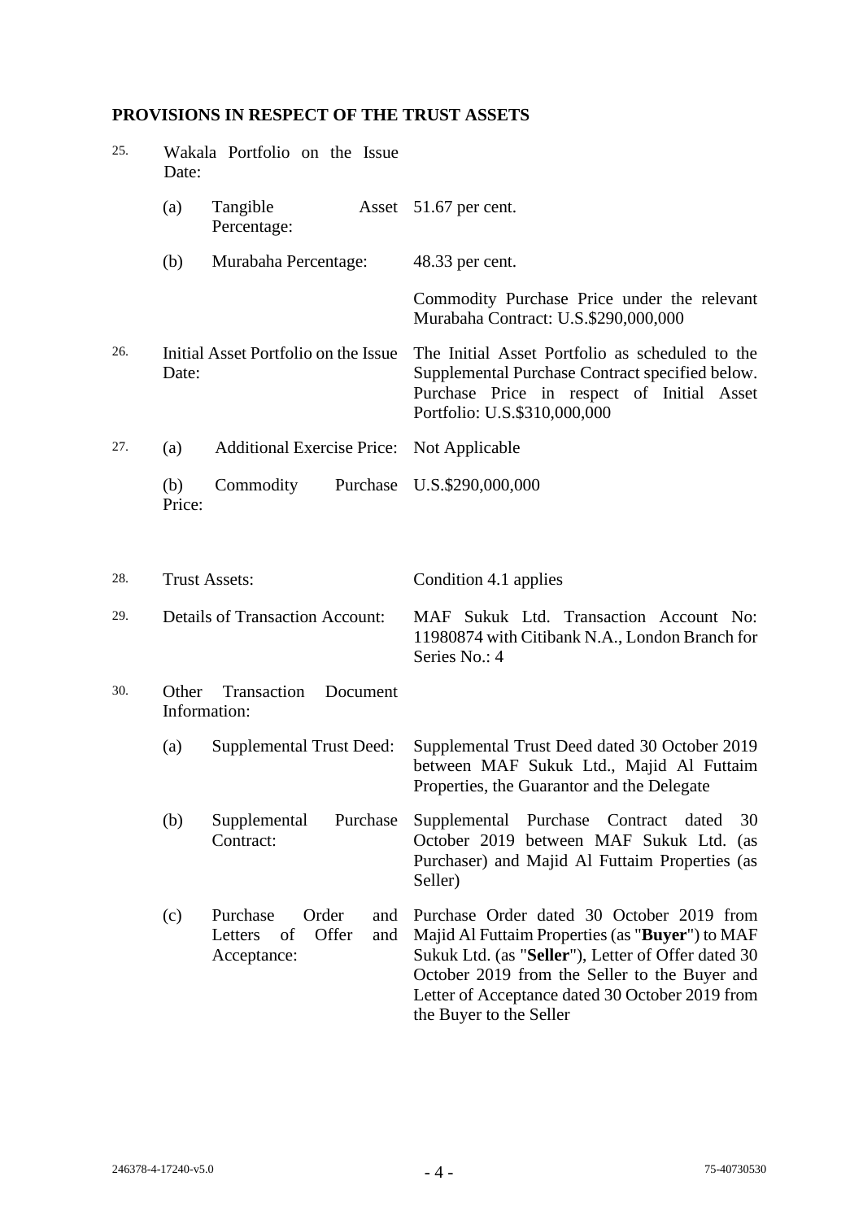**PROVISIONS IN RESPECT OF THE TRUST ASSETS**

| | | |
|---|---|---|
| 25. | Wakala Portfolio on the Issue Date: | |
| | (a) Tangible Asset Percentage: | 51.67 per cent. |
| | (b) Murabaha Percentage: | 48.33 per cent. |
| | | Commodity Purchase Price under the relevant Murabaha Contract: U.S.$290,000,000 |
| 26. | Initial Asset Portfolio on the Issue Date: | The Initial Asset Portfolio as scheduled to the Supplemental Purchase Contract specified below. Purchase Price in respect of Initial Asset Portfolio: U.S.$310,000,000 |
| 27. | (a) Additional Exercise Price: | Not Applicable |
| | (b) Commodity Purchase Price: | U.S.$290,000,000 |
| 28. | Trust Assets: | Condition 4.1 applies |
| 29. | Details of Transaction Account: | MAF Sukuk Ltd. Transaction Account No: 11980874 with Citibank N.A., London Branch for Series No.: 4 |
| 30. | Other Transaction Document Information: | |
| | (a) Supplemental Trust Deed: | Supplemental Trust Deed dated 30 October 2019 between MAF Sukuk Ltd., Majid Al Futtaim Properties, the Guarantor and the Delegate |
| | (b) Supplemental Purchase Contract: | Supplemental Purchase Contract dated 30 October 2019 between MAF Sukuk Ltd. (as Purchaser) and Majid Al Futtaim Properties (as Seller) |
| | (c) Purchase Order and Letters of Offer and Acceptance: | Purchase Order dated 30 October 2019 from Majid Al Futtaim Properties (as "**Buyer**") to MAF Sukuk Ltd. (as "**Seller**"), Letter of Offer dated 30 October 2019 from the Seller to the Buyer and Letter of Acceptance dated 30 October 2019 from the Buyer to the Seller |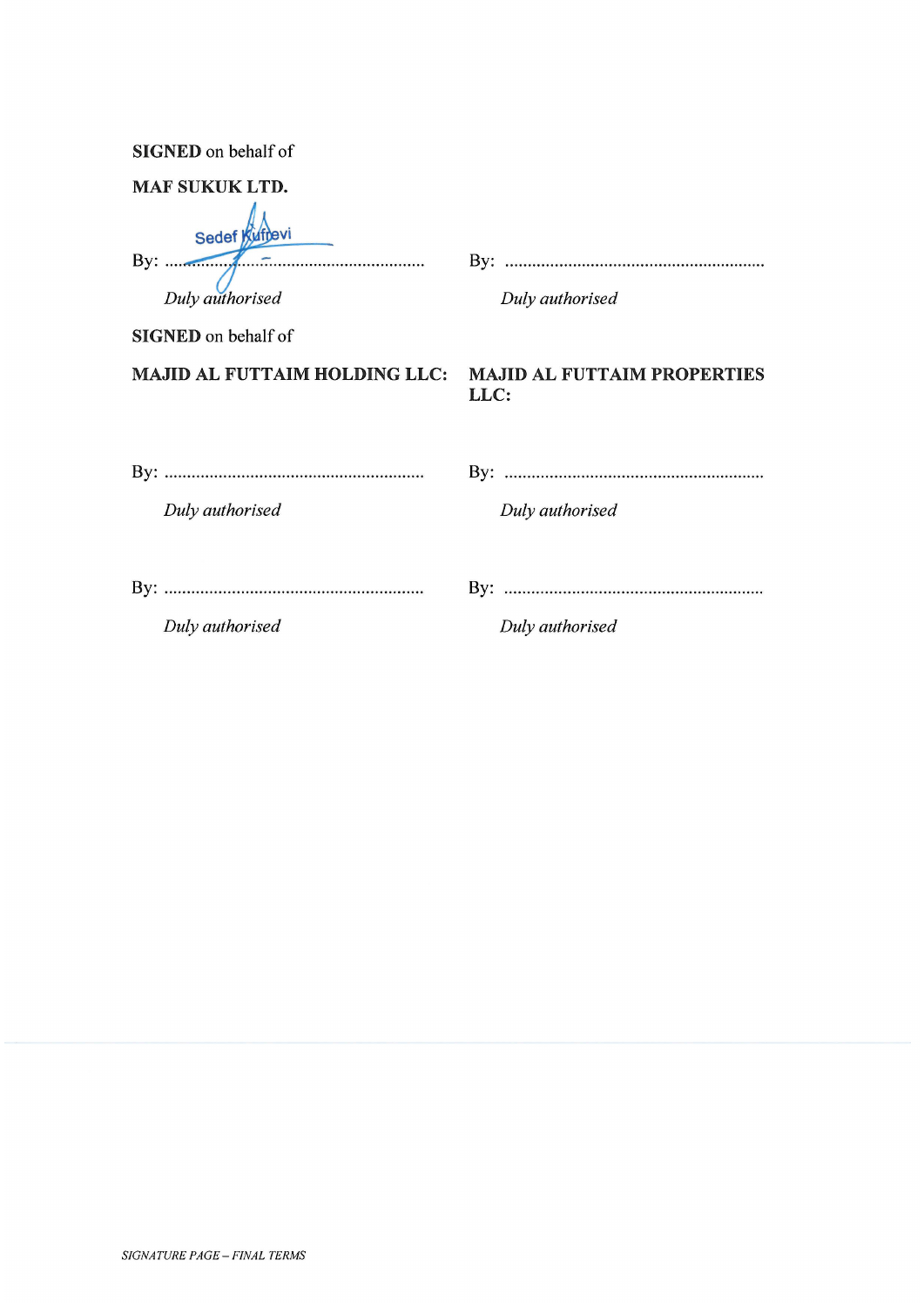**SIGNED** on behalf of

**MAF SUKUK LTD.**

Sedef Küfrevi

By: ..........................................................

*Duly authorised*

By: ..........................................................

*Duly authorised*

**SIGNED** on behalf of

**MAJID AL FUTTAIM HOLDING LLC:**

By: ..........................................................

*Duly authorised*

By: ..........................................................

*Duly authorised*

**MAJID AL FUTTAIM PROPERTIES LLC:**

By: ..........................................................

*Duly authorised*

By: ..........................................................

*Duly authorised*

*SIGNATURE PAGE – FINAL TERMS*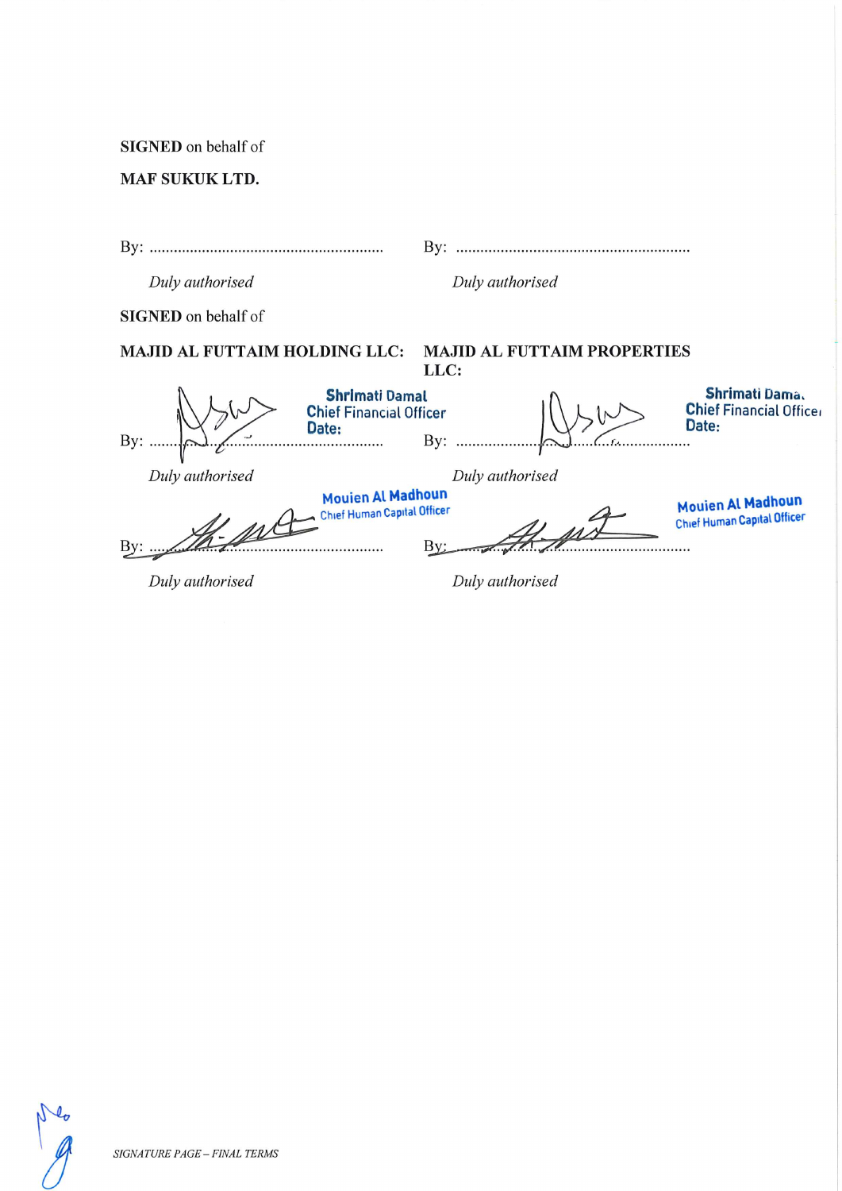**SIGNED** on behalf of

**MAF SUKUK LTD.**

By: ..........................................................  By: ..........................................................

*Duly authorised*  *Duly authorised*

**SIGNED** on behalf of

**MAJID AL FUTTAIM HOLDING LLC:**

By: ..........................................................
Shrimati Damal
Chief Financial Officer
Date:

*Duly authorised*

By: ..........................................................
Mouien Al Madhoun
Chief Human Capital Officer

*Duly authorised*

**MAJID AL FUTTAIM PROPERTIES LLC:**

By: ..........................................................
Shrimati Damal
Chief Financial Officer
Date:

*Duly authorised*

By: ..........................................................
Mouien Al Madhoun
Chief Human Capital Officer

*Duly authorised*

*SIGNATURE PAGE – FINAL TERMS*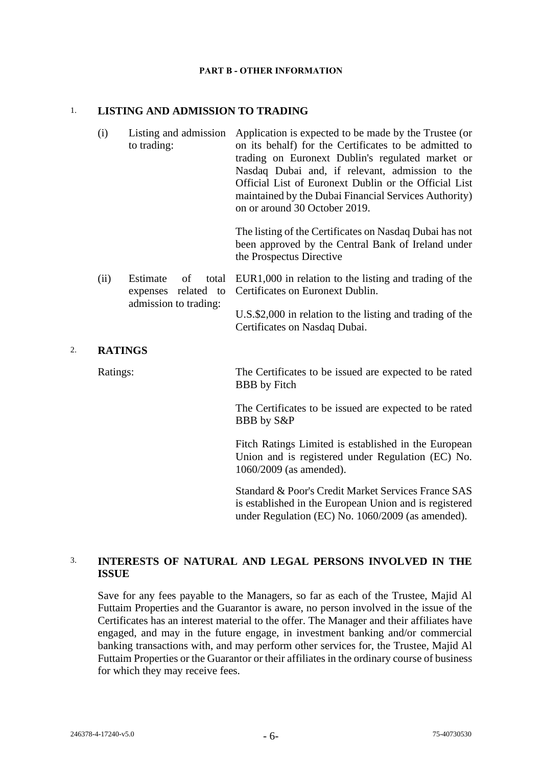**PART B - OTHER INFORMATION**

## 1. LISTING AND ADMISSION TO TRADING

| | | |
|---|---|---|
| (i) | Listing and admission to trading: | Application is expected to be made by the Trustee (or on its behalf) for the Certificates to be admitted to trading on Euronext Dublin's regulated market or Nasdaq Dubai and, if relevant, admission to the Official List of Euronext Dublin or the Official List maintained by the Dubai Financial Services Authority) on or around 30 October 2019.<br><br>The listing of the Certificates on Nasdaq Dubai has not been approved by the Central Bank of Ireland under the Prospectus Directive |
| (ii) | Estimate of total expenses related to admission to trading: | EUR1,000 in relation to the listing and trading of the Certificates on Euronext Dublin.<br><br>U.S.$2,000 in relation to the listing and trading of the Certificates on Nasdaq Dubai. |

## 2. RATINGS

| | |
|---|---|
| Ratings: | The Certificates to be issued are expected to be rated BBB by Fitch<br><br>The Certificates to be issued are expected to be rated BBB by S&P<br><br>Fitch Ratings Limited is established in the European Union and is registered under Regulation (EC) No. 1060/2009 (as amended).<br><br>Standard & Poor's Credit Market Services France SAS is established in the European Union and is registered under Regulation (EC) No. 1060/2009 (as amended). |

## 3. INTERESTS OF NATURAL AND LEGAL PERSONS INVOLVED IN THE ISSUE

Save for any fees payable to the Managers, so far as each of the Trustee, Majid Al Futtaim Properties and the Guarantor is aware, no person involved in the issue of the Certificates has an interest material to the offer. The Manager and their affiliates have engaged, and may in the future engage, in investment banking and/or commercial banking transactions with, and may perform other services for, the Trustee, Majid Al Futtaim Properties or the Guarantor or their affiliates in the ordinary course of business for which they may receive fees.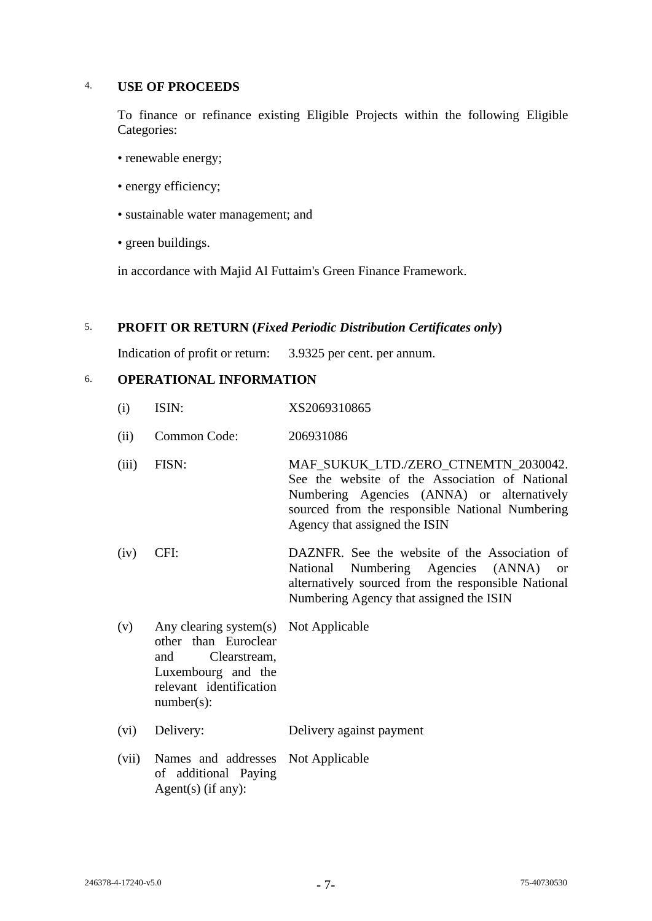## 4. USE OF PROCEEDS

To finance or refinance existing Eligible Projects within the following Eligible Categories:

- renewable energy;
- energy efficiency;
- sustainable water management; and
- green buildings.

in accordance with Majid Al Futtaim's Green Finance Framework.

## 5. PROFIT OR RETURN (*Fixed Periodic Distribution Certificates only*)

Indication of profit or return: 3.9325 per cent. per annum.

## 6. OPERATIONAL INFORMATION

| | | |
|---|---|---|
| (i) | ISIN: | XS2069310865 |
| (ii) | Common Code: | 206931086 |
| (iii) | FISN: | MAF_SUKUK_LTD./ZERO_CTNEMTN_2030042. See the website of the Association of National Numbering Agencies (ANNA) or alternatively sourced from the responsible National Numbering Agency that assigned the ISIN |
| (iv) | CFI: | DAZNFR. See the website of the Association of National Numbering Agencies (ANNA) or alternatively sourced from the responsible National Numbering Agency that assigned the ISIN |
| (v) | Any clearing system(s) other than Euroclear and Clearstream, Luxembourg and the relevant identification number(s): | Not Applicable |
| (vi) | Delivery: | Delivery against payment |
| (vii) | Names and addresses of additional Paying Agent(s) (if any): | Not Applicable |